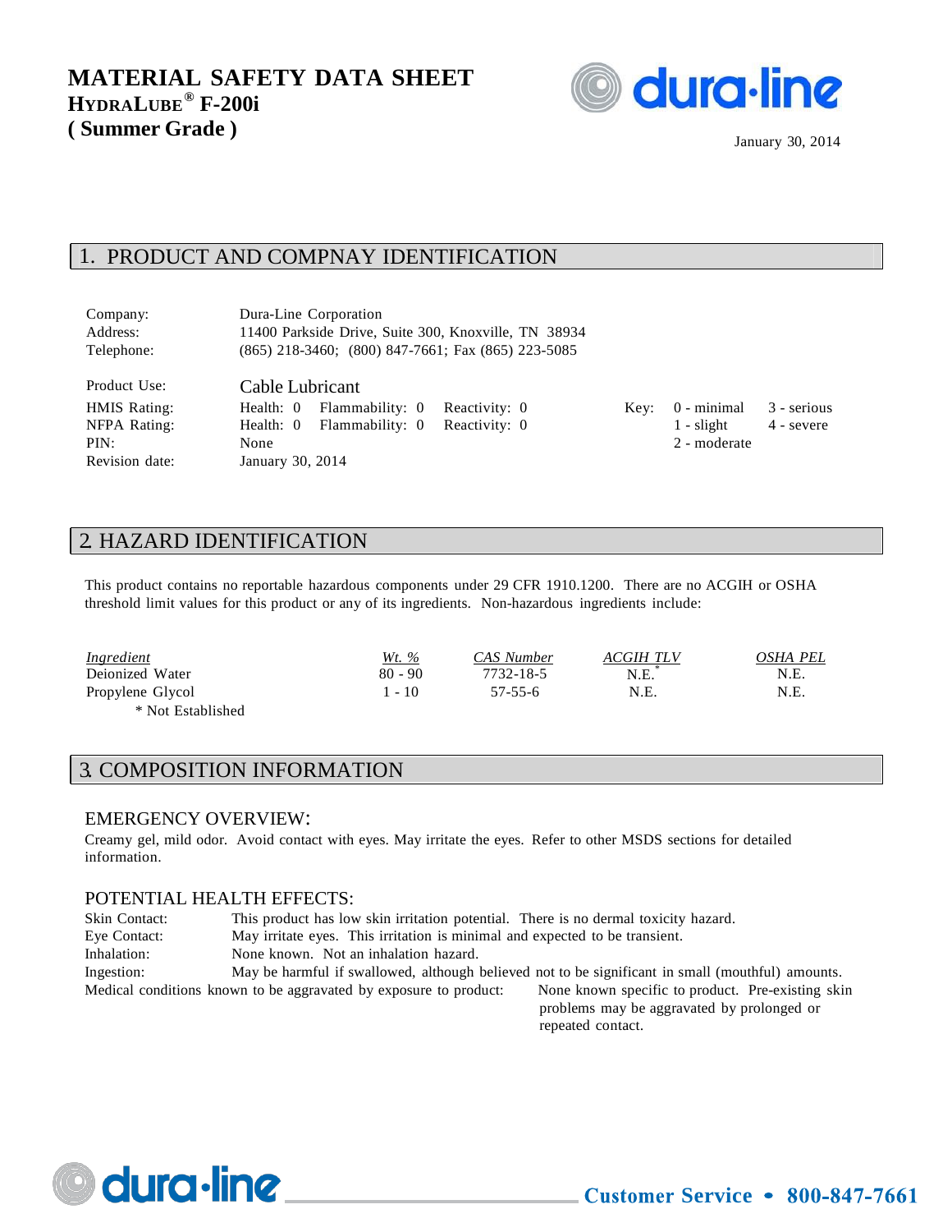# MATERIAL SAFETY DATA SHEET
## HYDRALUBE® F-200i
## ( Summer Grade )

January 30, 2014

## 1. PRODUCT AND COMPNAY IDENTIFICATION

| | | | | | | |
|---|---|---|---|---|---|---|
| Company: | Dura-Line Corporation | | | | | |
| Address: | 11400 Parkside Drive, Suite 300, Knoxville, TN 38934 | | | | | |
| Telephone: | (865) 218-3460; (800) 847-7661; Fax (865) 223-5085 | | | | | |
| Product Use: | Cable Lubricant | | | | | |
| HMIS Rating: | Health: 0 | Flammability: 0 | Reactivity: 0 | Key: | 0 - minimal | 3 - serious |
| NFPA Rating: | Health: 0 | Flammability: 0 | Reactivity: 0 | | 1 - slight | 4 - severe |
| PIN: | None | | | | 2 - moderate | |
| Revision date: | January 30, 2014 | | | | | |

## 2. HAZARD IDENTIFICATION

This product contains no reportable hazardous components under 29 CFR 1910.1200. There are no ACGIH or OSHA threshold limit values for this product or any of its ingredients. Non-hazardous ingredients include:

| *Ingredient* | *Wt. %* | *CAS Number* | *ACGIH TLV* | *OSHA PEL* |
|---|---|---|---|---|
| Deionized Water | 80 - 90 | 7732-18-5 | N.E.* | N.E. |
| Propylene Glycol | 1 - 10 | 57-55-6 | N.E. | N.E. |

\* Not Established

## 3. COMPOSITION INFORMATION

### EMERGENCY OVERVIEW:

Creamy gel, mild odor. Avoid contact with eyes. May irritate the eyes. Refer to other MSDS sections for detailed information.

### POTENTIAL HEALTH EFFECTS:

Skin Contact: This product has low skin irritation potential. There is no dermal toxicity hazard.

Eye Contact: May irritate eyes. This irritation is minimal and expected to be transient.

Inhalation: None known. Not an inhalation hazard.

Ingestion: May be harmful if swallowed, although believed not to be significant in small (mouthful) amounts.

Medical conditions known to be aggravated by exposure to product: None known specific to product. Pre-existing skin problems may be aggravated by prolonged or repeated contact.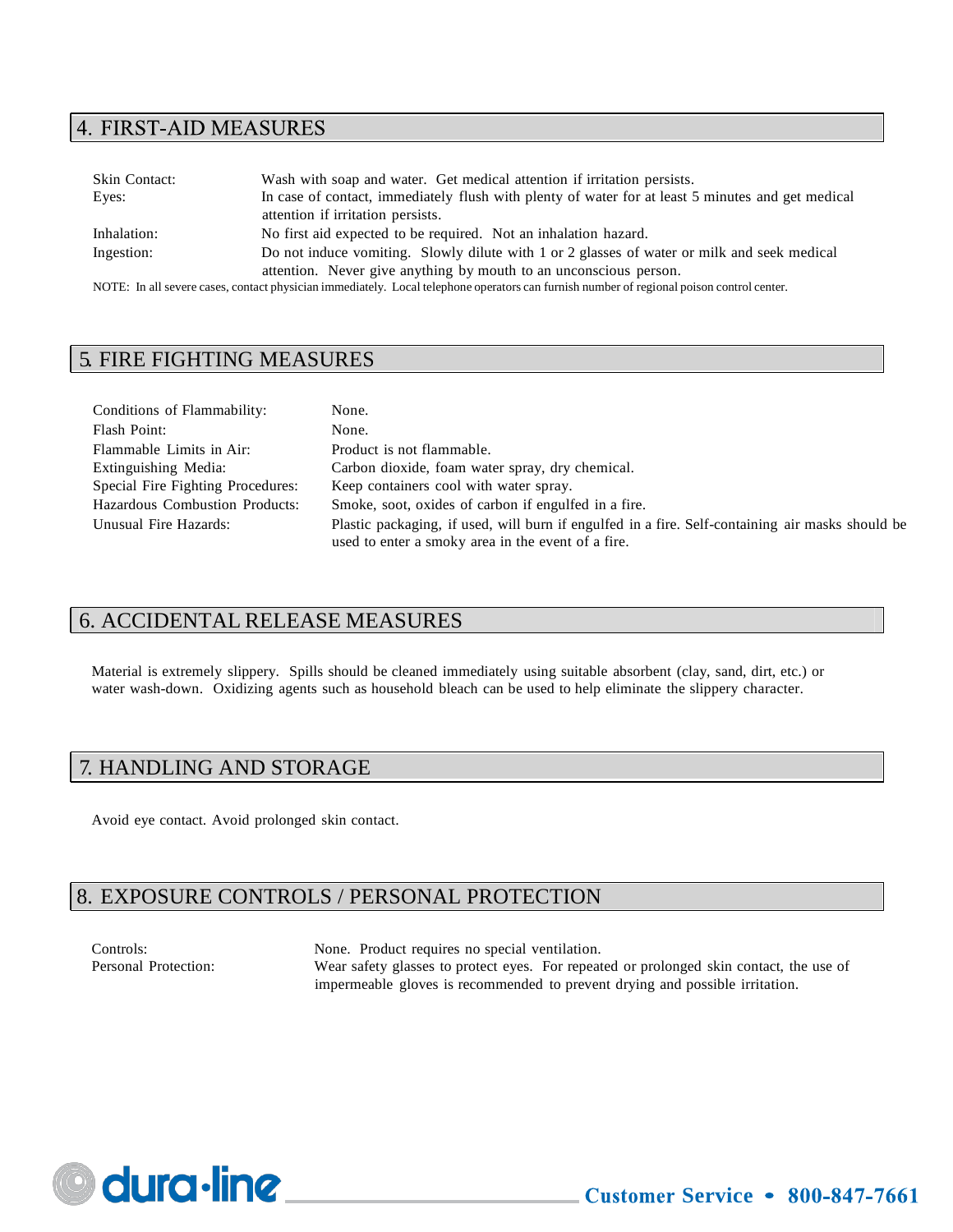## 4. FIRST-AID MEASURES

| | |
|---|---|
| Skin Contact: | Wash with soap and water. Get medical attention if irritation persists. |
| Eyes: | In case of contact, immediately flush with plenty of water for at least 5 minutes and get medical attention if irritation persists. |
| Inhalation: | No first aid expected to be required. Not an inhalation hazard. |
| Ingestion: | Do not induce vomiting. Slowly dilute with 1 or 2 glasses of water or milk and seek medical attention. Never give anything by mouth to an unconscious person. |

NOTE: In all severe cases, contact physician immediately. Local telephone operators can furnish number of regional poison control center.

## 5. FIRE FIGHTING MEASURES

| | |
|---|---|
| Conditions of Flammability: | None. |
| Flash Point: | None. |
| Flammable Limits in Air: | Product is not flammable. |
| Extinguishing Media: | Carbon dioxide, foam water spray, dry chemical. |
| Special Fire Fighting Procedures: | Keep containers cool with water spray. |
| Hazardous Combustion Products: | Smoke, soot, oxides of carbon if engulfed in a fire. |
| Unusual Fire Hazards: | Plastic packaging, if used, will burn if engulfed in a fire. Self-containing air masks should be used to enter a smoky area in the event of a fire. |

## 6. ACCIDENTAL RELEASE MEASURES

Material is extremely slippery. Spills should be cleaned immediately using suitable absorbent (clay, sand, dirt, etc.) or water wash-down. Oxidizing agents such as household bleach can be used to help eliminate the slippery character.

## 7. HANDLING AND STORAGE

Avoid eye contact. Avoid prolonged skin contact.

## 8. EXPOSURE CONTROLS / PERSONAL PROTECTION

| | |
|---|---|
| Controls: | None. Product requires no special ventilation. |
| Personal Protection: | Wear safety glasses to protect eyes. For repeated or prolonged skin contact, the use of impermeable gloves is recommended to prevent drying and possible irritation. |

dura-line Customer Service • 800-847-7661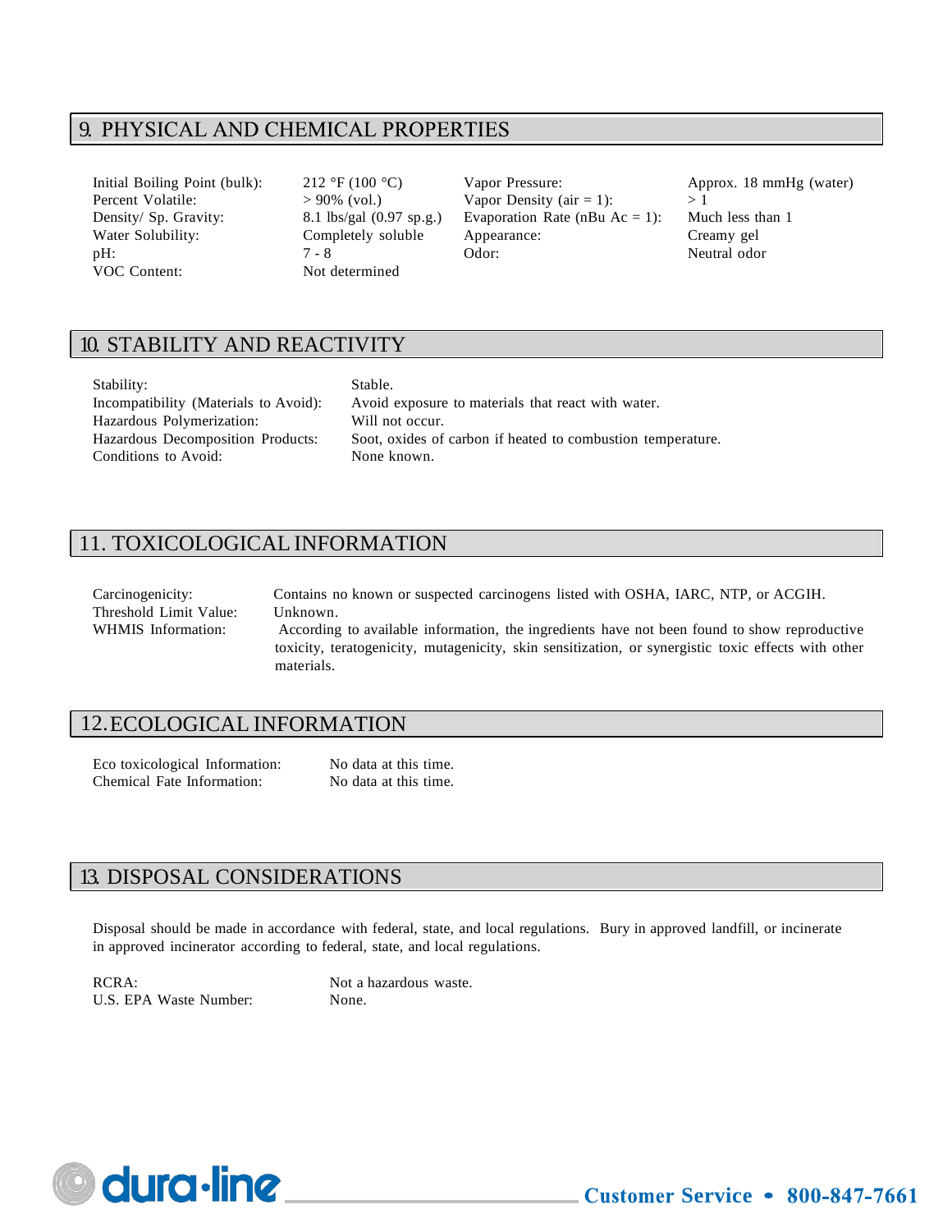## 9. PHYSICAL AND CHEMICAL PROPERTIES

| | | | |
|---|---|---|---|
| Initial Boiling Point (bulk): | 212 °F (100 °C) | Vapor Pressure: | Approx. 18 mmHg (water) |
| Percent Volatile: | > 90% (vol.) | Vapor Density (air = 1): | > 1 |
| Density/ Sp. Gravity: | 8.1 lbs/gal (0.97 sp.g.) | Evaporation Rate (nBu Ac = 1): | Much less than 1 |
| Water Solubility: | Completely soluble | Appearance: | Creamy gel |
| pH: | 7 - 8 | Odor: | Neutral odor |
| VOC Content: | Not determined | | |

## 10. STABILITY AND REACTIVITY

| | |
|---|---|
| Stability: | Stable. |
| Incompatibility (Materials to Avoid): | Avoid exposure to materials that react with water. |
| Hazardous Polymerization: | Will not occur. |
| Hazardous Decomposition Products: | Soot, oxides of carbon if heated to combustion temperature. |
| Conditions to Avoid: | None known. |

## 11. TOXICOLOGICAL INFORMATION

| | |
|---|---|
| Carcinogenicity: | Contains no known or suspected carcinogens listed with OSHA, IARC, NTP, or ACGIH. |
| Threshold Limit Value: | Unknown. |
| WHMIS Information: | According to available information, the ingredients have not been found to show reproductive toxicity, teratogenicity, mutagenicity, skin sensitization, or synergistic toxic effects with other materials. |

## 12. ECOLOGICAL INFORMATION

| | |
|---|---|
| Eco toxicological Information: | No data at this time. |
| Chemical Fate Information: | No data at this time. |

## 13. DISPOSAL CONSIDERATIONS

Disposal should be made in accordance with federal, state, and local regulations. Bury in approved landfill, or incinerate in approved incinerator according to federal, state, and local regulations.

| | |
|---|---|
| RCRA: | Not a hazardous waste. |
| U.S. EPA Waste Number: | None. |

dura-line Customer Service • 800-847-7661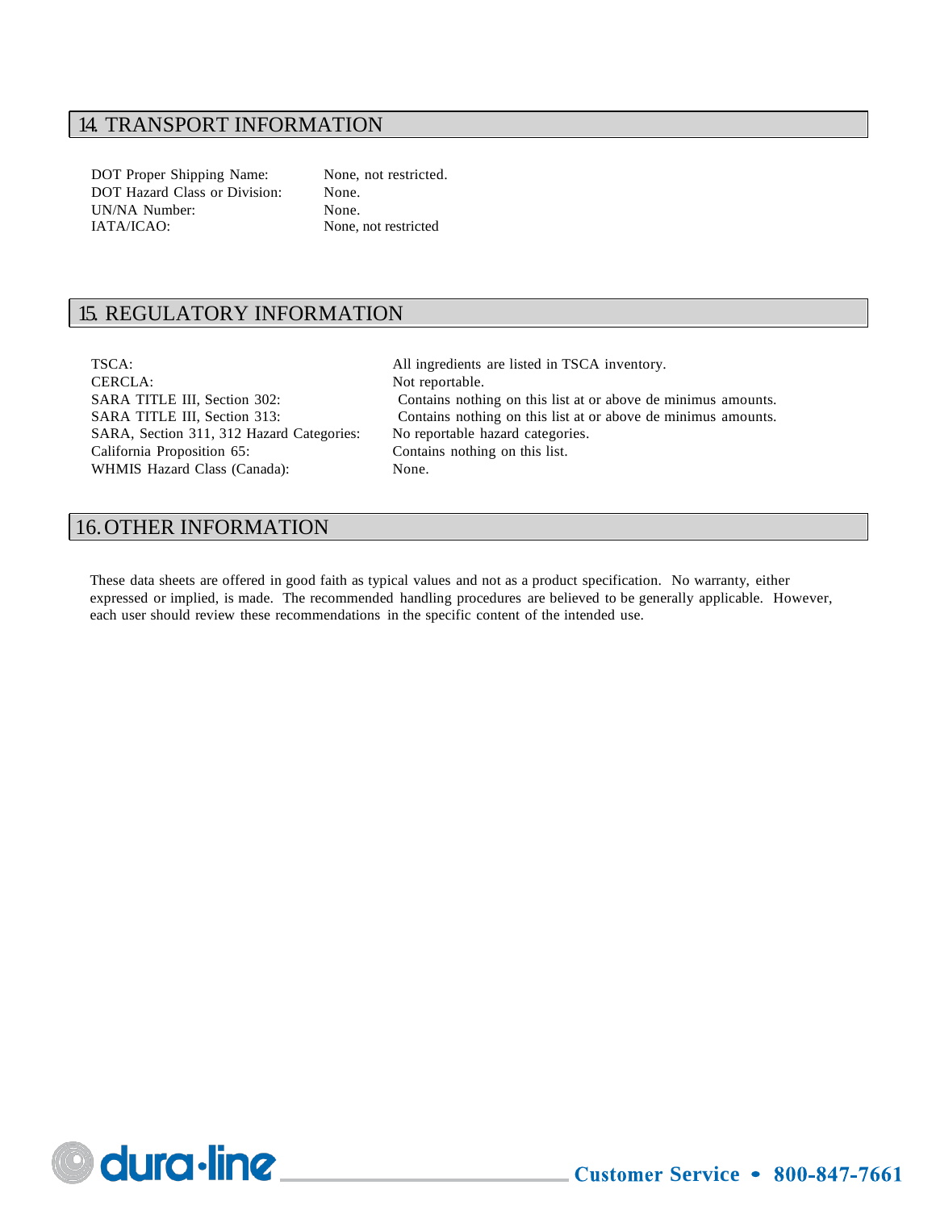## 14. TRANSPORT INFORMATION

| | |
|---|---|
| DOT Proper Shipping Name: | None, not restricted. |
| DOT Hazard Class or Division: | None. |
| UN/NA Number: | None. |
| IATA/ICAO: | None, not restricted |

## 15. REGULATORY INFORMATION

| | |
|---|---|
| TSCA: | All ingredients are listed in TSCA inventory. |
| CERCLA: | Not reportable. |
| SARA TITLE III, Section 302: | Contains nothing on this list at or above de minimus amounts. |
| SARA TITLE III, Section 313: | Contains nothing on this list at or above de minimus amounts. |
| SARA, Section 311, 312 Hazard Categories: | No reportable hazard categories. |
| California Proposition 65: | Contains nothing on this list. |
| WHMIS Hazard Class (Canada): | None. |

## 16. OTHER INFORMATION

These data sheets are offered in good faith as typical values and not as a product specification. No warranty, either expressed or implied, is made. The recommended handling procedures are believed to be generally applicable. However, each user should review these recommendations in the specific content of the intended use.

dura-line

**Customer Service • 800-847-7661**